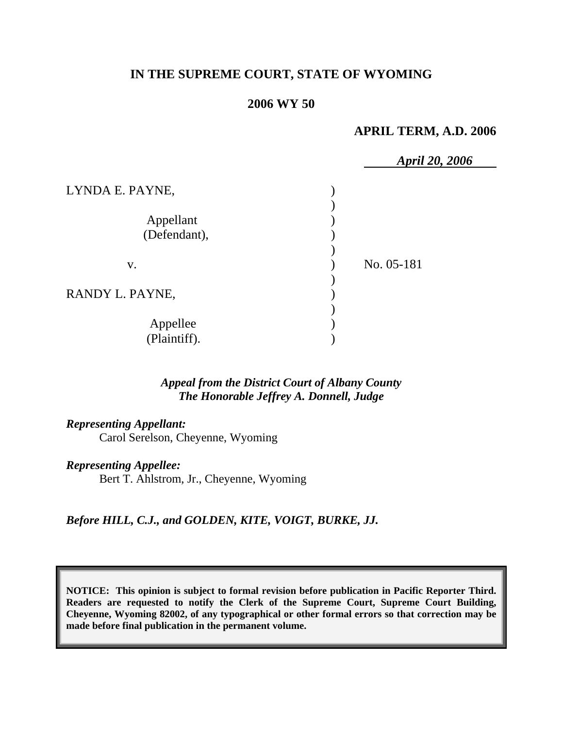**IN THE SUPREME COURT, STATE OF WYOMING**

**2006 WY 50**

**APRIL TERM, A.D. 2006**

***April 20, 2006***

LYNDA E. PAYNE,

Appellant
(Defendant),

v.

No. 05-181

RANDY L. PAYNE,

Appellee
(Plaintiff).

***Appeal from the District Court of Albany County***
***The Honorable Jeffrey A. Donnell, Judge***

***Representing Appellant:***
Carol Serelson, Cheyenne, Wyoming

***Representing Appellee:***
Bert T. Ahlstrom, Jr., Cheyenne, Wyoming

***Before HILL, C.J., and GOLDEN, KITE, VOIGT, BURKE, JJ.***

**NOTICE: This opinion is subject to formal revision before publication in Pacific Reporter Third. Readers are requested to notify the Clerk of the Supreme Court, Supreme Court Building, Cheyenne, Wyoming 82002, of any typographical or other formal errors so that correction may be made before final publication in the permanent volume.**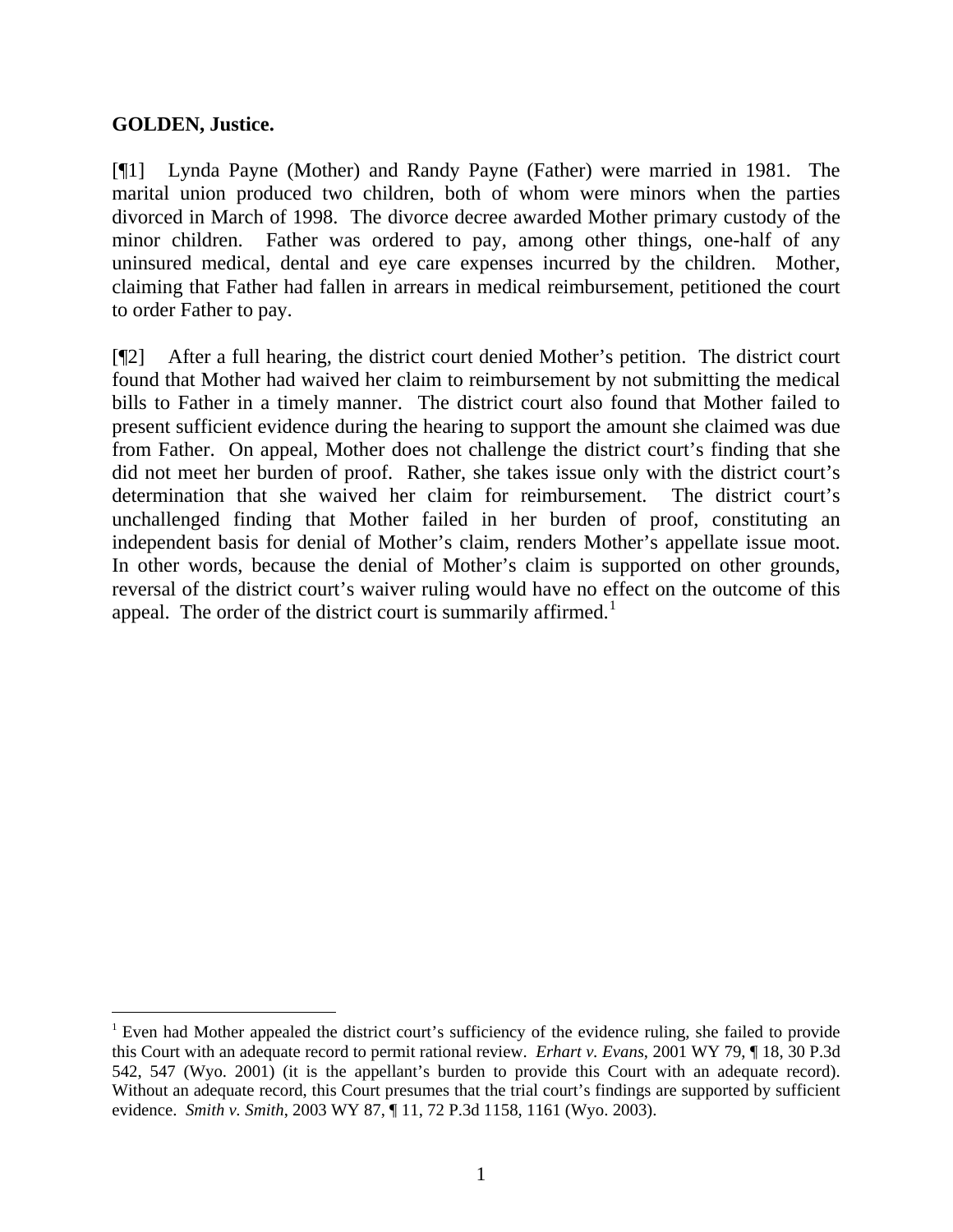**GOLDEN, Justice.**

[¶1] Lynda Payne (Mother) and Randy Payne (Father) were married in 1981. The marital union produced two children, both of whom were minors when the parties divorced in March of 1998. The divorce decree awarded Mother primary custody of the minor children. Father was ordered to pay, among other things, one-half of any uninsured medical, dental and eye care expenses incurred by the children. Mother, claiming that Father had fallen in arrears in medical reimbursement, petitioned the court to order Father to pay.

[¶2] After a full hearing, the district court denied Mother's petition. The district court found that Mother had waived her claim to reimbursement by not submitting the medical bills to Father in a timely manner. The district court also found that Mother failed to present sufficient evidence during the hearing to support the amount she claimed was due from Father. On appeal, Mother does not challenge the district court's finding that she did not meet her burden of proof. Rather, she takes issue only with the district court's determination that she waived her claim for reimbursement. The district court's unchallenged finding that Mother failed in her burden of proof, constituting an independent basis for denial of Mother's claim, renders Mother's appellate issue moot. In other words, because the denial of Mother's claim is supported on other grounds, reversal of the district court's waiver ruling would have no effect on the outcome of this appeal. The order of the district court is summarily affirmed.[1]

---

[1] Even had Mother appealed the district court's sufficiency of the evidence ruling, she failed to provide this Court with an adequate record to permit rational review. *Erhart v. Evans*, 2001 WY 79, ¶ 18, 30 P.3d 542, 547 (Wyo. 2001) (it is the appellant's burden to provide this Court with an adequate record). Without an adequate record, this Court presumes that the trial court's findings are supported by sufficient evidence. *Smith v. Smith*, 2003 WY 87, ¶ 11, 72 P.3d 1158, 1161 (Wyo. 2003).